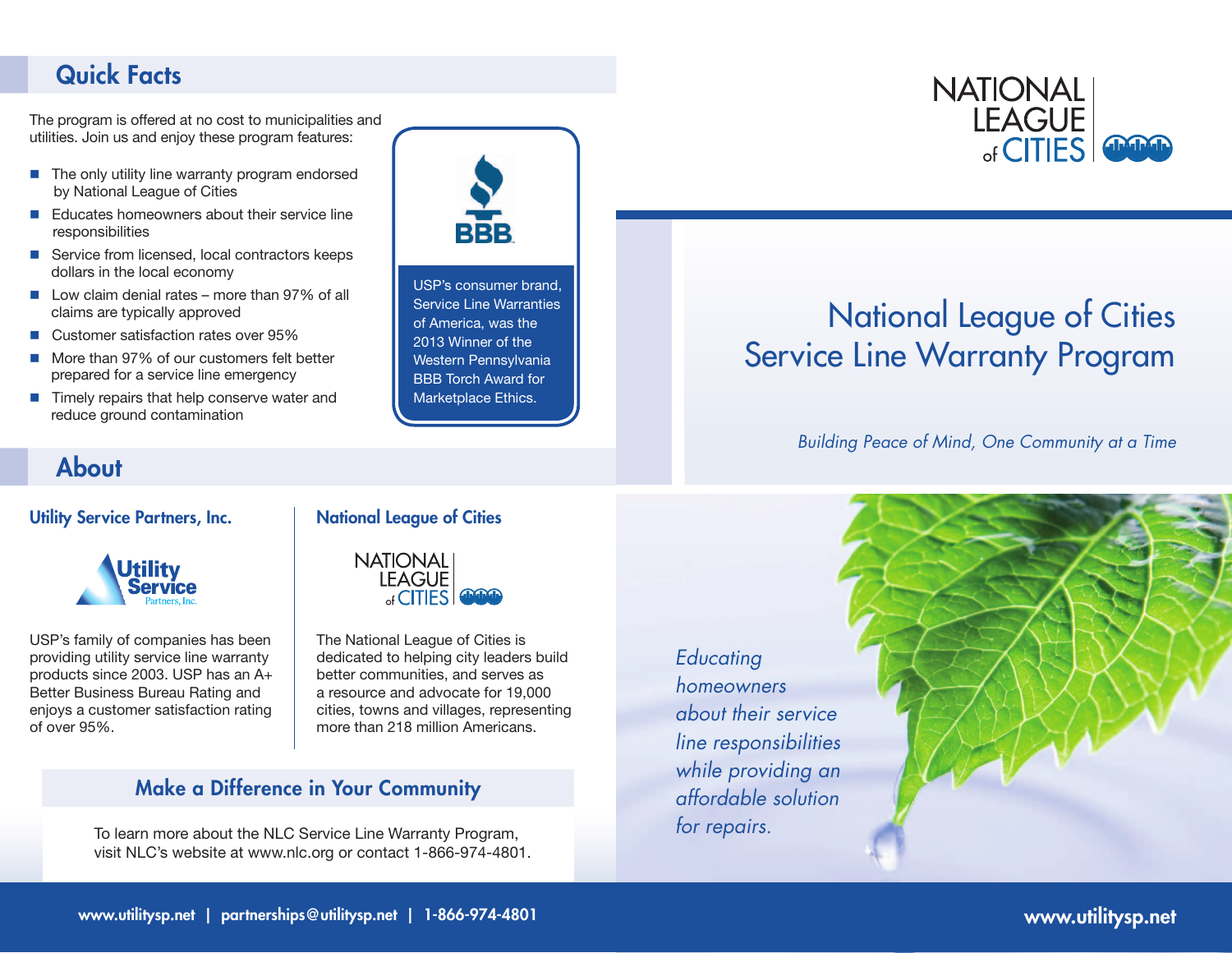# National League of Cities Service Line Warranty Program

*Building Peace of Mind, One Community at a Time*

*Educating homeowners about their service line responsibilities while providing an affordable solution for repairs.*

## Quick Facts

The program is offered at no cost to municipalities and utilities. Join us and enjoy these program features:

- The only utility line warranty program endorsed by National League of Cities
- Educates homeowners about their service line responsibilities
- Service from licensed, local contractors keeps dollars in the local economy
- Low claim denial rates – more than 97% of all claims are typically approved
- Customer satisfaction rates over 95%
- More than 97% of our customers felt better prepared for a service line emergency
- Timely repairs that help conserve water and reduce ground contamination

USP's consumer brand, Service Line Warranties of America, was the 2013 Winner of the Western Pennsylvania BBB Torch Award for Marketplace Ethics.

## About

### Utility Service Partners, Inc.

USP's family of companies has been providing utility service line warranty products since 2003. USP has an A+ Better Business Bureau Rating and enjoys a customer satisfaction rating of over 95%.

### National League of Cities

The National League of Cities is dedicated to helping city leaders build better communities, and serves as a resource and advocate for 19,000 cities, towns and villages, representing more than 218 million Americans.

## Make a Difference in Your Community

To learn more about the NLC Service Line Warranty Program, visit NLC's website at www.nlc.org or contact 1-866-974-4801.

**www.utilitysp.net | partnerships@utilitysp.net | 1-866-974-4801**

**www.utilitysp.net**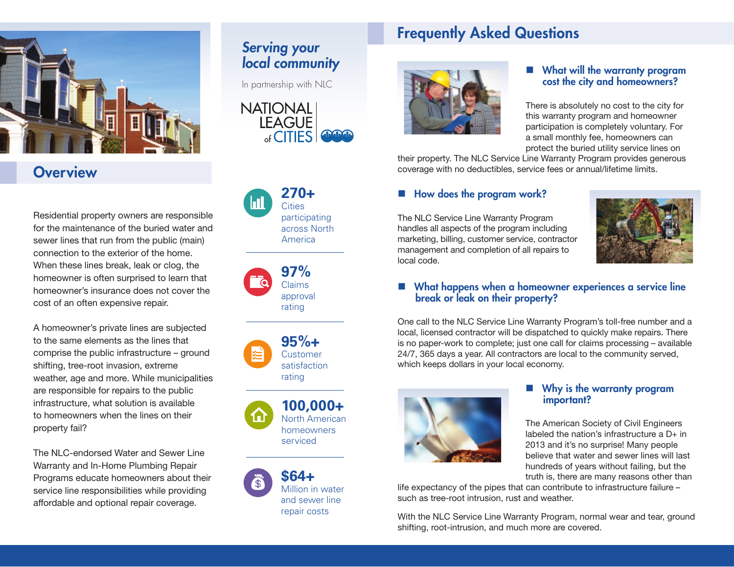## Overview

Residential property owners are responsible for the maintenance of the buried water and sewer lines that run from the public (main) connection to the exterior of the home. When these lines break, leak or clog, the homeowner is often surprised to learn that homeowner's insurance does not cover the cost of an often expensive repair.

A homeowner's private lines are subjected to the same elements as the lines that comprise the public infrastructure – ground shifting, tree-root invasion, extreme weather, age and more. While municipalities are responsible for repairs to the public infrastructure, what solution is available to homeowners when the lines on their property fail?

The NLC-endorsed Water and Sewer Line Warranty and In-Home Plumbing Repair Programs educate homeowners about their service line responsibilities while providing affordable and optional repair coverage.

## *Serving your local community*

In partnership with NLC

NATIONAL LEAGUE of CITIES

**270+**
Cities participating across North America

**97%**
Claims approval rating

**95%+**
Customer satisfaction rating

**100,000+**
North American homeowners serviced

**$64+**
Million in water and sewer line repair costs

## Frequently Asked Questions

### What will the warranty program cost the city and homeowners?

There is absolutely no cost to the city for this warranty program and homeowner participation is completely voluntary. For a small monthly fee, homeowners can protect the buried utility service lines on their property. The NLC Service Line Warranty Program provides generous coverage with no deductibles, service fees or annual/lifetime limits.

### How does the program work?

The NLC Service Line Warranty Program handles all aspects of the program including marketing, billing, customer service, contractor management and completion of all repairs to local code.

### What happens when a homeowner experiences a service line break or leak on their property?

One call to the NLC Service Line Warranty Program's toll-free number and a local, licensed contractor will be dispatched to quickly make repairs. There is no paper-work to complete; just one call for claims processing – available 24/7, 365 days a year. All contractors are local to the community served, which keeps dollars in your local economy.

### Why is the warranty program important?

The American Society of Civil Engineers labeled the nation's infrastructure a D+ in 2013 and it's no surprise! Many people believe that water and sewer lines will last hundreds of years without failing, but the truth is, there are many reasons other than life expectancy of the pipes that can contribute to infrastructure failure – such as tree-root intrusion, rust and weather.

With the NLC Service Line Warranty Program, normal wear and tear, ground shifting, root-intrusion, and much more are covered.